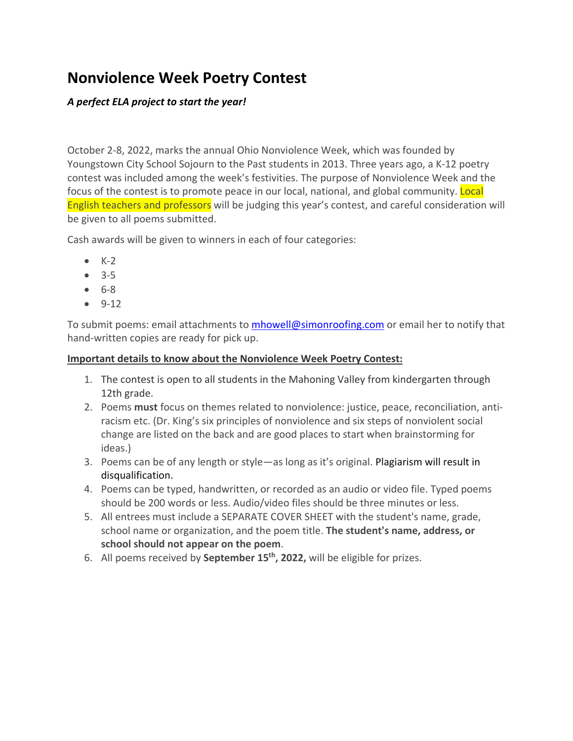# Nonviolence Week Poetry Contest

***A perfect ELA project to start the year!***

October 2-8, 2022, marks the annual Ohio Nonviolence Week, which was founded by Youngstown City School Sojourn to the Past students in 2013. Three years ago, a K-12 poetry contest was included among the week's festivities. The purpose of Nonviolence Week and the focus of the contest is to promote peace in our local, national, and global community. Local English teachers and professors will be judging this year's contest, and careful consideration will be given to all poems submitted.

Cash awards will be given to winners in each of four categories:

- K-2
- 3-5
- 6-8
- 9-12

To submit poems: email attachments to mhowell@simonroofing.com or email her to notify that hand-written copies are ready for pick up.

**Important details to know about the Nonviolence Week Poetry Contest:**

1. The contest is open to all students in the Mahoning Valley from kindergarten through 12th grade.
2. Poems **must** focus on themes related to nonviolence: justice, peace, reconciliation, anti-racism etc. (Dr. King's six principles of nonviolence and six steps of nonviolent social change are listed on the back and are good places to start when brainstorming for ideas.)
3. Poems can be of any length or style—as long as it's original. Plagiarism will result in disqualification.
4. Poems can be typed, handwritten, or recorded as an audio or video file. Typed poems should be 200 words or less. Audio/video files should be three minutes or less.
5. All entrees must include a SEPARATE COVER SHEET with the student's name, grade, school name or organization, and the poem title. **The student's name, address, or school should not appear on the poem**.
6. All poems received by **September 15th, 2022,** will be eligible for prizes.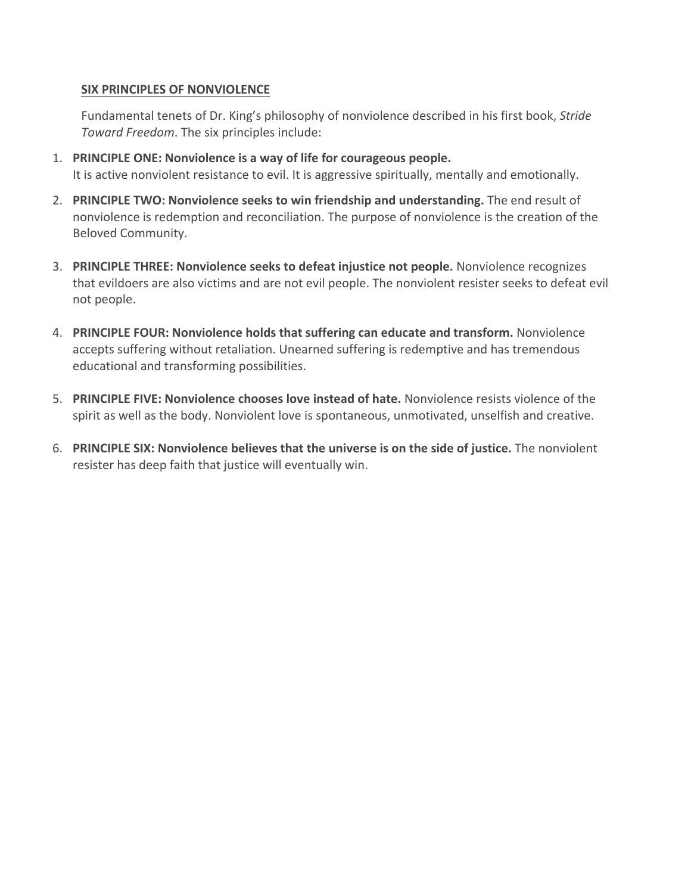## SIX PRINCIPLES OF NONVIOLENCE

Fundamental tenets of Dr. King's philosophy of nonviolence described in his first book, *Stride Toward Freedom*. The six principles include:

1. **PRINCIPLE ONE: Nonviolence is a way of life for courageous people.** It is active nonviolent resistance to evil. It is aggressive spiritually, mentally and emotionally.
2. **PRINCIPLE TWO: Nonviolence seeks to win friendship and understanding.** The end result of nonviolence is redemption and reconciliation. The purpose of nonviolence is the creation of the Beloved Community.
3. **PRINCIPLE THREE: Nonviolence seeks to defeat injustice not people.** Nonviolence recognizes that evildoers are also victims and are not evil people. The nonviolent resister seeks to defeat evil not people.
4. **PRINCIPLE FOUR: Nonviolence holds that suffering can educate and transform.** Nonviolence accepts suffering without retaliation. Unearned suffering is redemptive and has tremendous educational and transforming possibilities.
5. **PRINCIPLE FIVE: Nonviolence chooses love instead of hate.** Nonviolence resists violence of the spirit as well as the body. Nonviolent love is spontaneous, unmotivated, unselfish and creative.
6. **PRINCIPLE SIX: Nonviolence believes that the universe is on the side of justice.** The nonviolent resister has deep faith that justice will eventually win.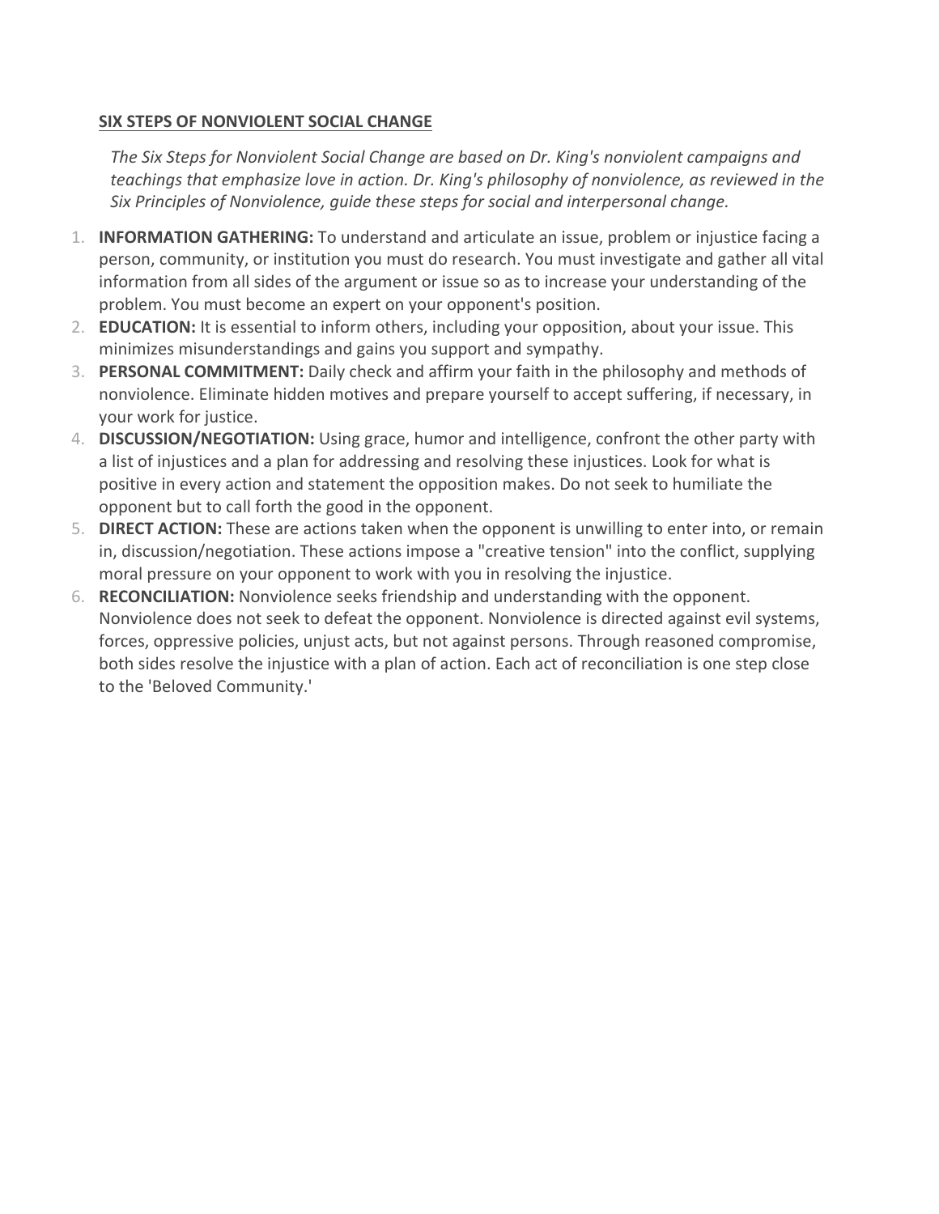## SIX STEPS OF NONVIOLENT SOCIAL CHANGE

*The Six Steps for Nonviolent Social Change are based on Dr. King's nonviolent campaigns and teachings that emphasize love in action. Dr. King's philosophy of nonviolence, as reviewed in the Six Principles of Nonviolence, guide these steps for social and interpersonal change.*

1. **INFORMATION GATHERING:** To understand and articulate an issue, problem or injustice facing a person, community, or institution you must do research. You must investigate and gather all vital information from all sides of the argument or issue so as to increase your understanding of the problem. You must become an expert on your opponent's position.
2. **EDUCATION:** It is essential to inform others, including your opposition, about your issue. This minimizes misunderstandings and gains you support and sympathy.
3. **PERSONAL COMMITMENT:** Daily check and affirm your faith in the philosophy and methods of nonviolence. Eliminate hidden motives and prepare yourself to accept suffering, if necessary, in your work for justice.
4. **DISCUSSION/NEGOTIATION:** Using grace, humor and intelligence, confront the other party with a list of injustices and a plan for addressing and resolving these injustices. Look for what is positive in every action and statement the opposition makes. Do not seek to humiliate the opponent but to call forth the good in the opponent.
5. **DIRECT ACTION:** These are actions taken when the opponent is unwilling to enter into, or remain in, discussion/negotiation. These actions impose a "creative tension" into the conflict, supplying moral pressure on your opponent to work with you in resolving the injustice.
6. **RECONCILIATION:** Nonviolence seeks friendship and understanding with the opponent. Nonviolence does not seek to defeat the opponent. Nonviolence is directed against evil systems, forces, oppressive policies, unjust acts, but not against persons. Through reasoned compromise, both sides resolve the injustice with a plan of action. Each act of reconciliation is one step close to the 'Beloved Community.'